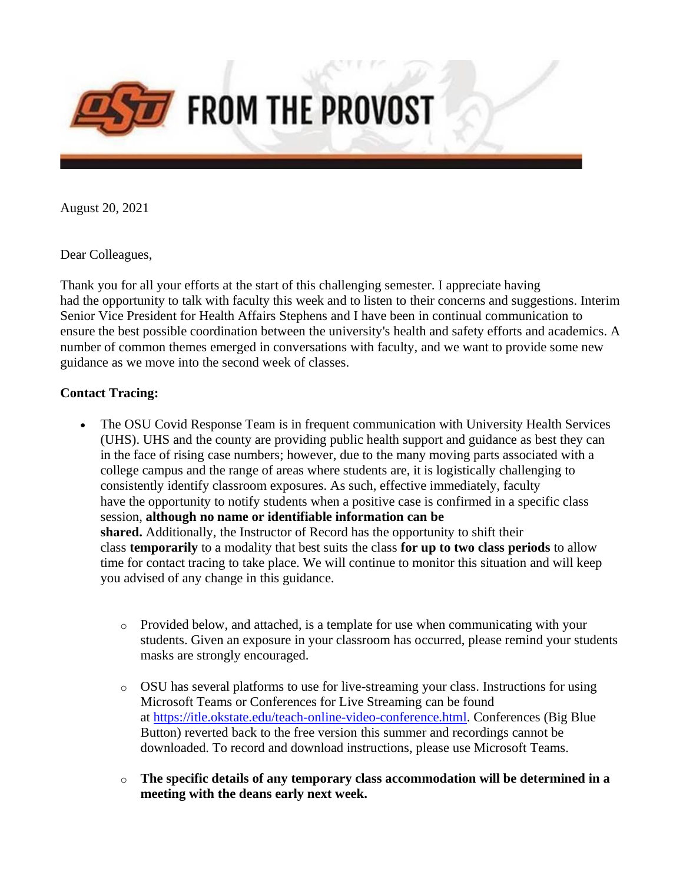# OSU FROM THE PROVOST

August 20, 2021

Dear Colleagues,

Thank you for all your efforts at the start of this challenging semester. I appreciate having had the opportunity to talk with faculty this week and to listen to their concerns and suggestions. Interim Senior Vice President for Health Affairs Stephens and I have been in continual communication to ensure the best possible coordination between the university's health and safety efforts and academics. A number of common themes emerged in conversations with faculty, and we want to provide some new guidance as we move into the second week of classes.

**Contact Tracing:**

- The OSU Covid Response Team is in frequent communication with University Health Services (UHS). UHS and the county are providing public health support and guidance as best they can in the face of rising case numbers; however, due to the many moving parts associated with a college campus and the range of areas where students are, it is logistically challenging to consistently identify classroom exposures. As such, effective immediately, faculty have the opportunity to notify students when a positive case is confirmed in a specific class session, **although no name or identifiable information can be shared.** Additionally, the Instructor of Record has the opportunity to shift their class **temporarily** to a modality that best suits the class **for up to two class periods** to allow time for contact tracing to take place. We will continue to monitor this situation and will keep you advised of any change in this guidance.

    - Provided below, and attached, is a template for use when communicating with your students. Given an exposure in your classroom has occurred, please remind your students masks are strongly encouraged.

    - OSU has several platforms to use for live-streaming your class. Instructions for using Microsoft Teams or Conferences for Live Streaming can be found at [https://itle.okstate.edu/teach-online-video-conference.html](https://itle.okstate.edu/teach-online-video-conference.html). Conferences (Big Blue Button) reverted back to the free version this summer and recordings cannot be downloaded. To record and download instructions, please use Microsoft Teams.

    - **The specific details of any temporary class accommodation will be determined in a meeting with the deans early next week.**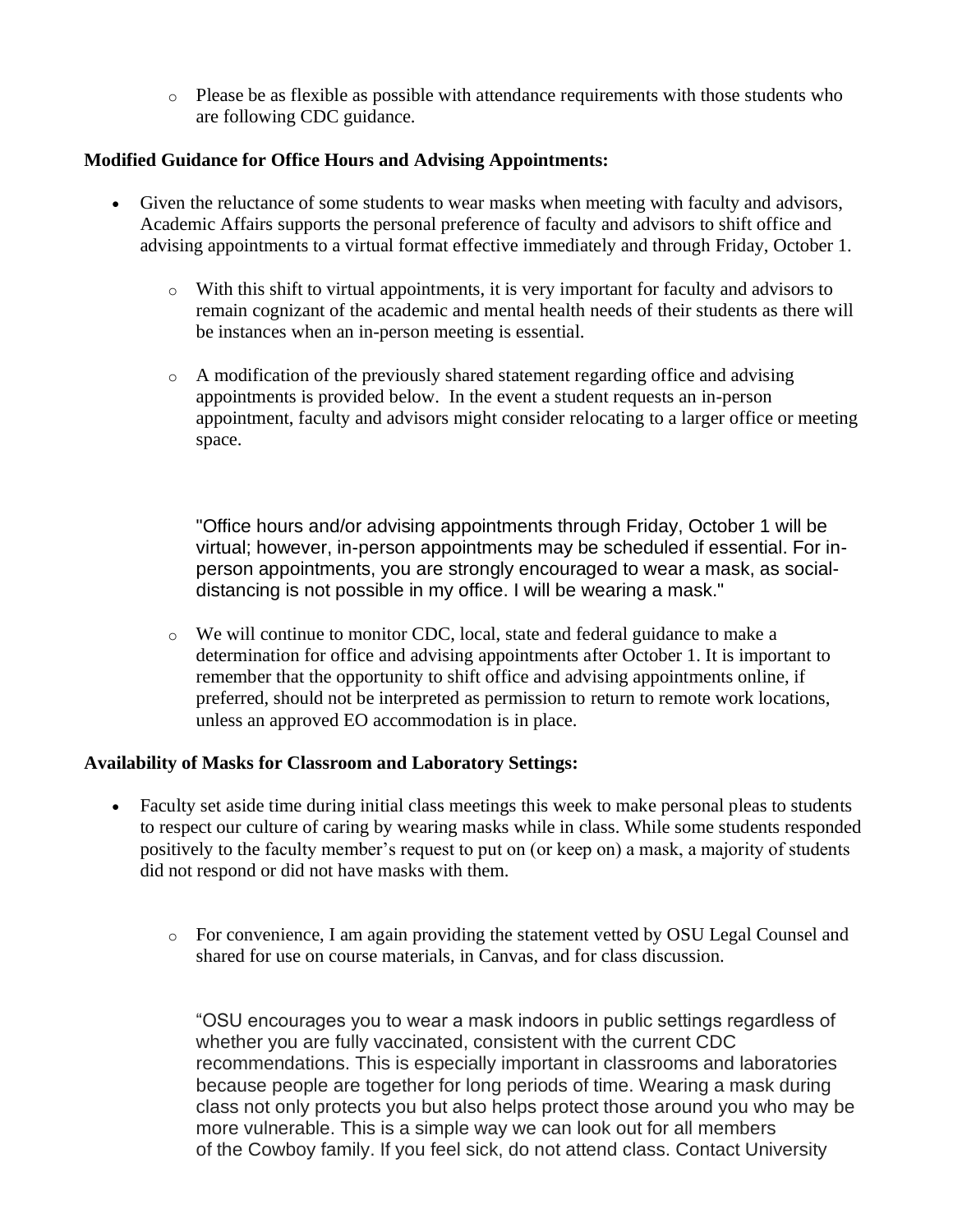- Please be as flexible as possible with attendance requirements with those students who are following CDC guidance.

**Modified Guidance for Office Hours and Advising Appointments:**

- Given the reluctance of some students to wear masks when meeting with faculty and advisors, Academic Affairs supports the personal preference of faculty and advisors to shift office and advising appointments to a virtual format effective immediately and through Friday, October 1.
  - With this shift to virtual appointments, it is very important for faculty and advisors to remain cognizant of the academic and mental health needs of their students as there will be instances when an in-person meeting is essential.
  - A modification of the previously shared statement regarding office and advising appointments is provided below. In the event a student requests an in-person appointment, faculty and advisors might consider relocating to a larger office or meeting space.

    "Office hours and/or advising appointments through Friday, October 1 will be virtual; however, in-person appointments may be scheduled if essential. For in-person appointments, you are strongly encouraged to wear a mask, as social-distancing is not possible in my office. I will be wearing a mask."

  - We will continue to monitor CDC, local, state and federal guidance to make a determination for office and advising appointments after October 1. It is important to remember that the opportunity to shift office and advising appointments online, if preferred, should not be interpreted as permission to return to remote work locations, unless an approved EO accommodation is in place.

**Availability of Masks for Classroom and Laboratory Settings:**

- Faculty set aside time during initial class meetings this week to make personal pleas to students to respect our culture of caring by wearing masks while in class. While some students responded positively to the faculty member's request to put on (or keep on) a mask, a majority of students did not respond or did not have masks with them.
  - For convenience, I am again providing the statement vetted by OSU Legal Counsel and shared for use on course materials, in Canvas, and for class discussion.

    "OSU encourages you to wear a mask indoors in public settings regardless of whether you are fully vaccinated, consistent with the current CDC recommendations. This is especially important in classrooms and laboratories because people are together for long periods of time. Wearing a mask during class not only protects you but also helps protect those around you who may be more vulnerable. This is a simple way we can look out for all members of the Cowboy family. If you feel sick, do not attend class. Contact University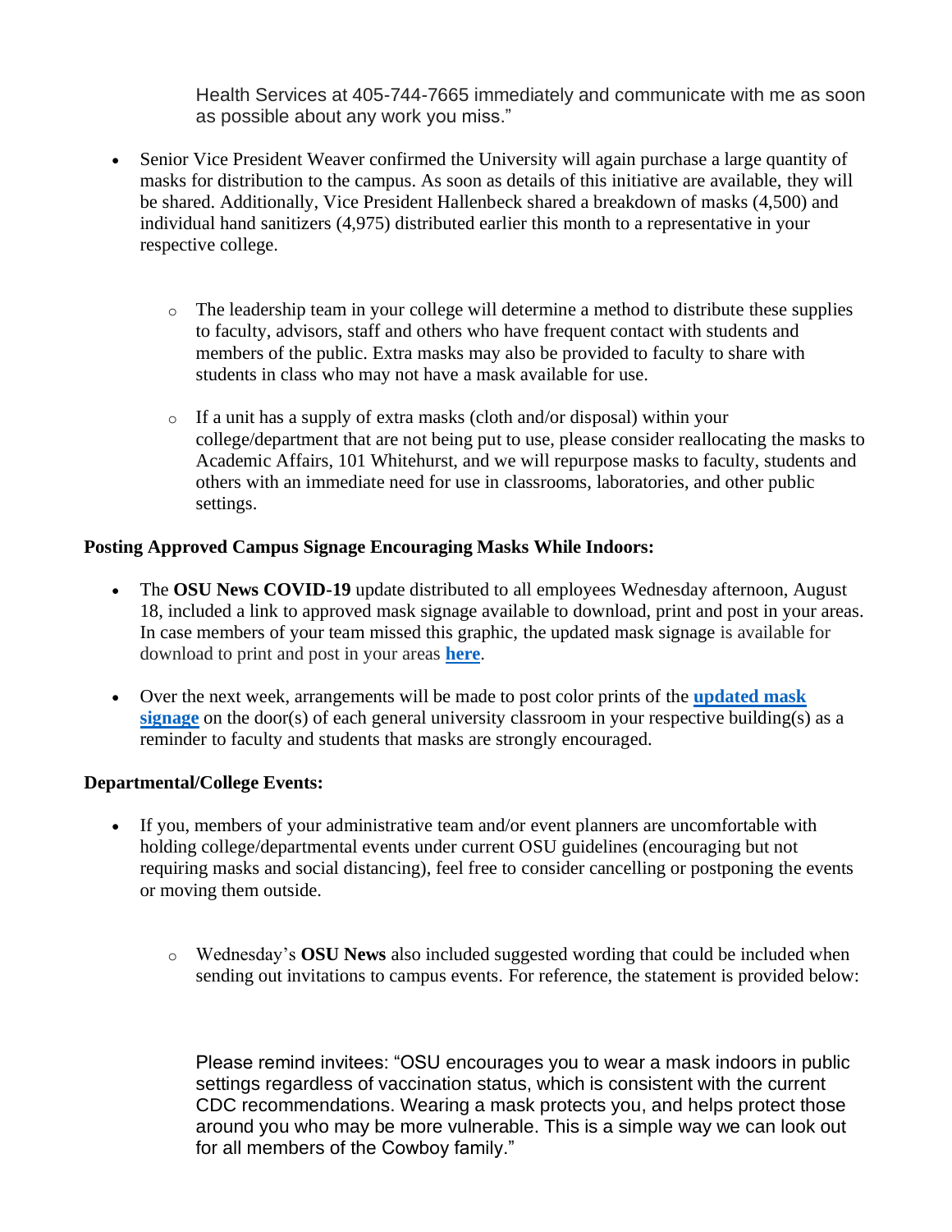Health Services at 405-744-7665 immediately and communicate with me as soon as possible about any work you miss."

- Senior Vice President Weaver confirmed the University will again purchase a large quantity of masks for distribution to the campus. As soon as details of this initiative are available, they will be shared. Additionally, Vice President Hallenbeck shared a breakdown of masks (4,500) and individual hand sanitizers (4,975) distributed earlier this month to a representative in your respective college.
    - The leadership team in your college will determine a method to distribute these supplies to faculty, advisors, staff and others who have frequent contact with students and members of the public. Extra masks may also be provided to faculty to share with students in class who may not have a mask available for use.
    - If a unit has a supply of extra masks (cloth and/or disposal) within your college/department that are not being put to use, please consider reallocating the masks to Academic Affairs, 101 Whitehurst, and we will repurpose masks to faculty, students and others with an immediate need for use in classrooms, laboratories, and other public settings.

**Posting Approved Campus Signage Encouraging Masks While Indoors:**

- The **OSU News COVID-19** update distributed to all employees Wednesday afternoon, August 18, included a link to approved mask signage available to download, print and post in your areas. In case members of your team missed this graphic, the updated mask signage is available for download to print and post in your areas **here**.
- Over the next week, arrangements will be made to post color prints of the **updated mask signage** on the door(s) of each general university classroom in your respective building(s) as a reminder to faculty and students that masks are strongly encouraged.

**Departmental/College Events:**

- If you, members of your administrative team and/or event planners are uncomfortable with holding college/departmental events under current OSU guidelines (encouraging but not requiring masks and social distancing), feel free to consider cancelling or postponing the events or moving them outside.
    - Wednesday's **OSU News** also included suggested wording that could be included when sending out invitations to campus events. For reference, the statement is provided below:

    Please remind invitees: "OSU encourages you to wear a mask indoors in public settings regardless of vaccination status, which is consistent with the current CDC recommendations. Wearing a mask protects you, and helps protect those around you who may be more vulnerable. This is a simple way we can look out for all members of the Cowboy family."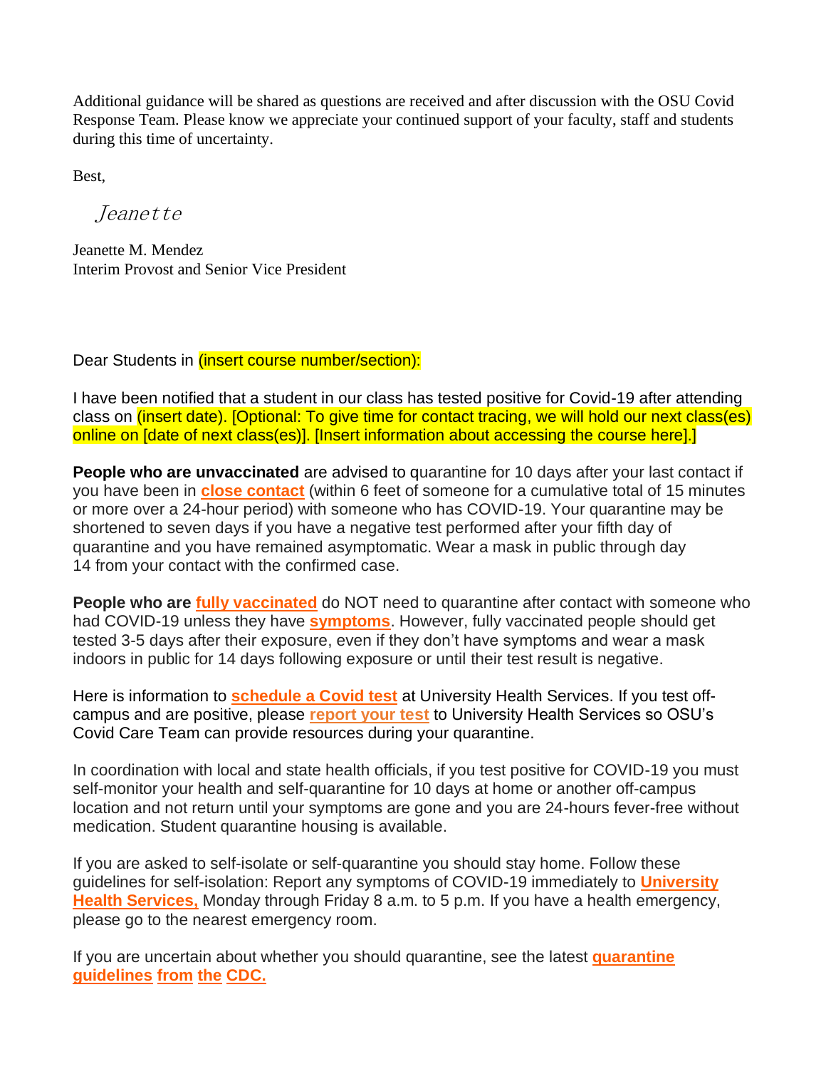Additional guidance will be shared as questions are received and after discussion with the OSU Covid Response Team. Please know we appreciate your continued support of your faculty, staff and students during this time of uncertainty.

Best,

*Jeanette*

Jeanette M. Mendez
Interim Provost and Senior Vice President

Dear Students in (insert course number/section):

I have been notified that a student in our class has tested positive for Covid-19 after attending class on (insert date). [Optional: To give time for contact tracing, we will hold our next class(es) online on [date of next class(es)]. [Insert information about accessing the course here].]

**People who are unvaccinated** are advised to quarantine for 10 days after your last contact if you have been in **close contact** (within 6 feet of someone for a cumulative total of 15 minutes or more over a 24-hour period) with someone who has COVID-19. Your quarantine may be shortened to seven days if you have a negative test performed after your fifth day of quarantine and you have remained asymptomatic. Wear a mask in public through day 14 from your contact with the confirmed case.

**People who are fully vaccinated** do NOT need to quarantine after contact with someone who had COVID-19 unless they have **symptoms**. However, fully vaccinated people should get tested 3-5 days after their exposure, even if they don't have symptoms and wear a mask indoors in public for 14 days following exposure or until their test result is negative.

Here is information to **schedule a Covid test** at University Health Services. If you test off-campus and are positive, please **report your test** to University Health Services so OSU's Covid Care Team can provide resources during your quarantine.

In coordination with local and state health officials, if you test positive for COVID-19 you must self-monitor your health and self-quarantine for 10 days at home or another off-campus location and not return until your symptoms are gone and you are 24-hours fever-free without medication. Student quarantine housing is available.

If you are asked to self-isolate or self-quarantine you should stay home. Follow these guidelines for self-isolation: Report any symptoms of COVID-19 immediately to **University Health Services,** Monday through Friday 8 a.m. to 5 p.m. If you have a health emergency, please go to the nearest emergency room.

If you are uncertain about whether you should quarantine, see the latest **quarantine guidelines from the CDC.**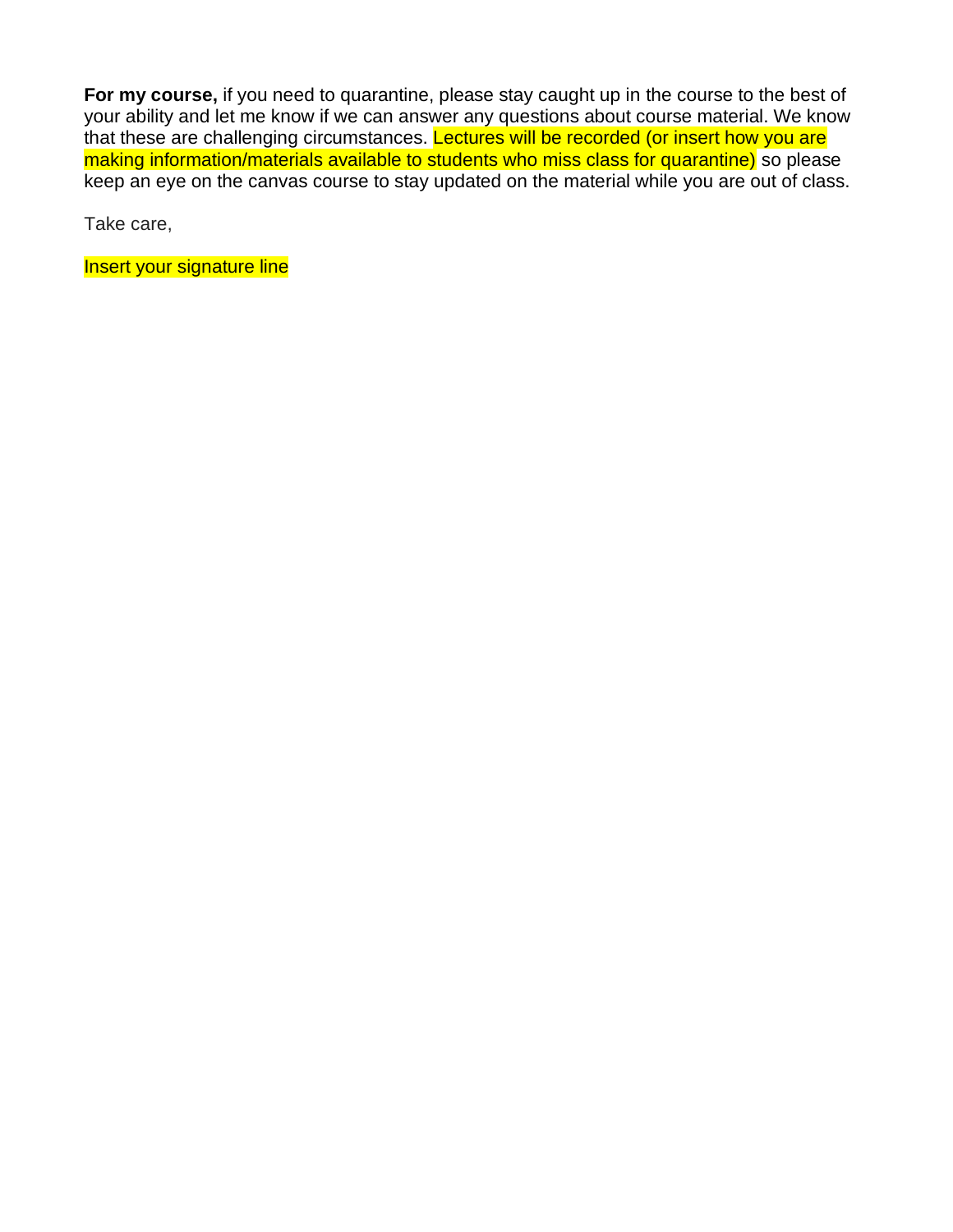**For my course,** if you need to quarantine, please stay caught up in the course to the best of your ability and let me know if we can answer any questions about course material. We know that these are challenging circumstances. Lectures will be recorded (or insert how you are making information/materials available to students who miss class for quarantine) so please keep an eye on the canvas course to stay updated on the material while you are out of class.

Take care,

Insert your signature line